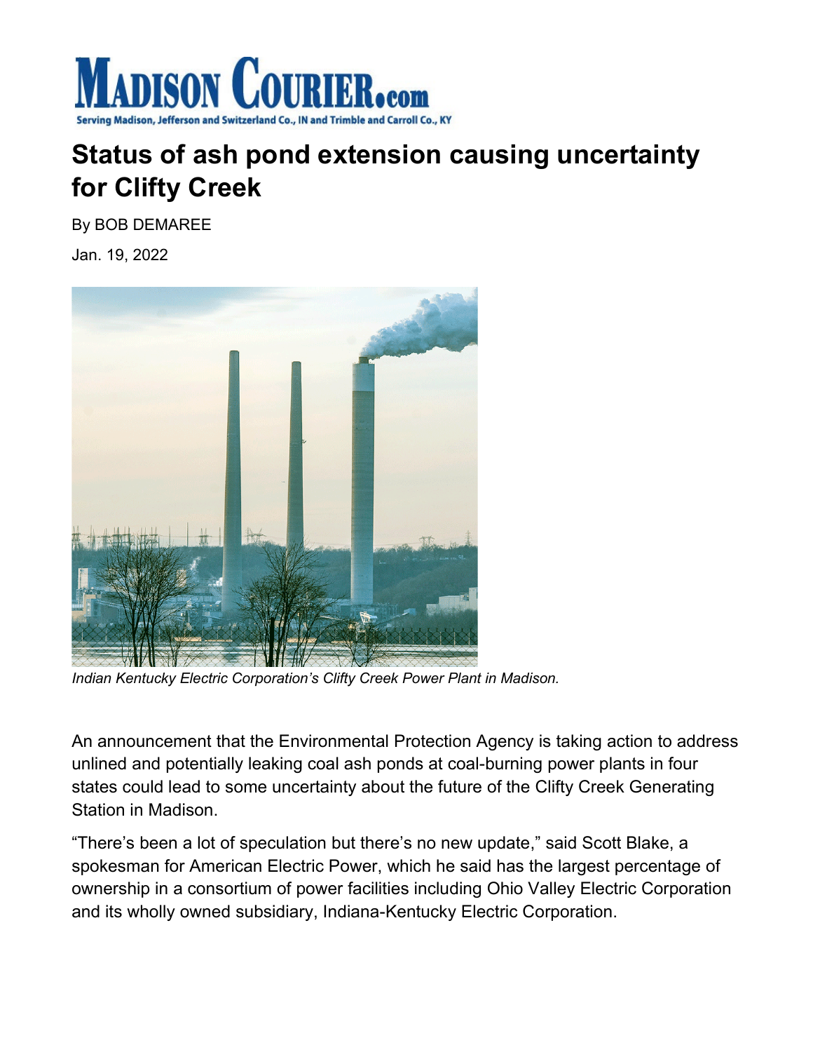# Status of ash pond extension causing uncertainty for Clifty Creek

By BOB DEMAREE

Jan. 19, 2022

*Indian Kentucky Electric Corporation's Clifty Creek Power Plant in Madison.*

An announcement that the Environmental Protection Agency is taking action to address unlined and potentially leaking coal ash ponds at coal-burning power plants in four states could lead to some uncertainty about the future of the Clifty Creek Generating Station in Madison.

"There's been a lot of speculation but there's no new update," said Scott Blake, a spokesman for American Electric Power, which he said has the largest percentage of ownership in a consortium of power facilities including Ohio Valley Electric Corporation and its wholly owned subsidiary, Indiana-Kentucky Electric Corporation.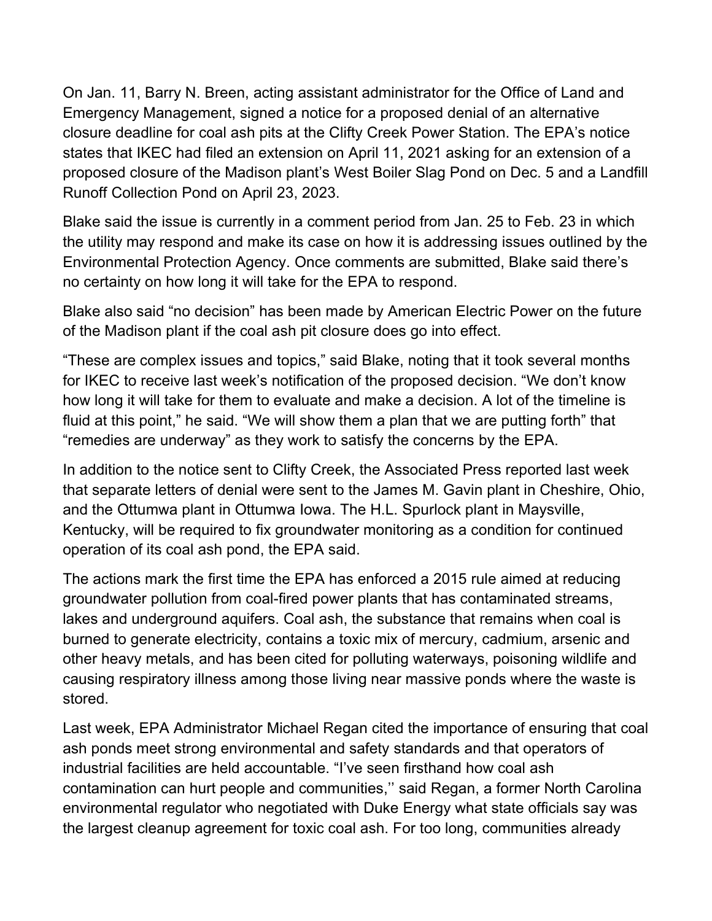On Jan. 11, Barry N. Breen, acting assistant administrator for the Office of Land and Emergency Management, signed a notice for a proposed denial of an alternative closure deadline for coal ash pits at the Clifty Creek Power Station. The EPA's notice states that IKEC had filed an extension on April 11, 2021 asking for an extension of a proposed closure of the Madison plant's West Boiler Slag Pond on Dec. 5 and a Landfill Runoff Collection Pond on April 23, 2023.

Blake said the issue is currently in a comment period from Jan. 25 to Feb. 23 in which the utility may respond and make its case on how it is addressing issues outlined by the Environmental Protection Agency. Once comments are submitted, Blake said there's no certainty on how long it will take for the EPA to respond.

Blake also said "no decision" has been made by American Electric Power on the future of the Madison plant if the coal ash pit closure does go into effect.

"These are complex issues and topics," said Blake, noting that it took several months for IKEC to receive last week's notification of the proposed decision. "We don't know how long it will take for them to evaluate and make a decision. A lot of the timeline is fluid at this point," he said. "We will show them a plan that we are putting forth" that "remedies are underway" as they work to satisfy the concerns by the EPA.

In addition to the notice sent to Clifty Creek, the Associated Press reported last week that separate letters of denial were sent to the James M. Gavin plant in Cheshire, Ohio, and the Ottumwa plant in Ottumwa Iowa. The H.L. Spurlock plant in Maysville, Kentucky, will be required to fix groundwater monitoring as a condition for continued operation of its coal ash pond, the EPA said.

The actions mark the first time the EPA has enforced a 2015 rule aimed at reducing groundwater pollution from coal-fired power plants that has contaminated streams, lakes and underground aquifers. Coal ash, the substance that remains when coal is burned to generate electricity, contains a toxic mix of mercury, cadmium, arsenic and other heavy metals, and has been cited for polluting waterways, poisoning wildlife and causing respiratory illness among those living near massive ponds where the waste is stored.

Last week, EPA Administrator Michael Regan cited the importance of ensuring that coal ash ponds meet strong environmental and safety standards and that operators of industrial facilities are held accountable. "I've seen firsthand how coal ash contamination can hurt people and communities,'' said Regan, a former North Carolina environmental regulator who negotiated with Duke Energy what state officials say was the largest cleanup agreement for toxic coal ash. For too long, communities already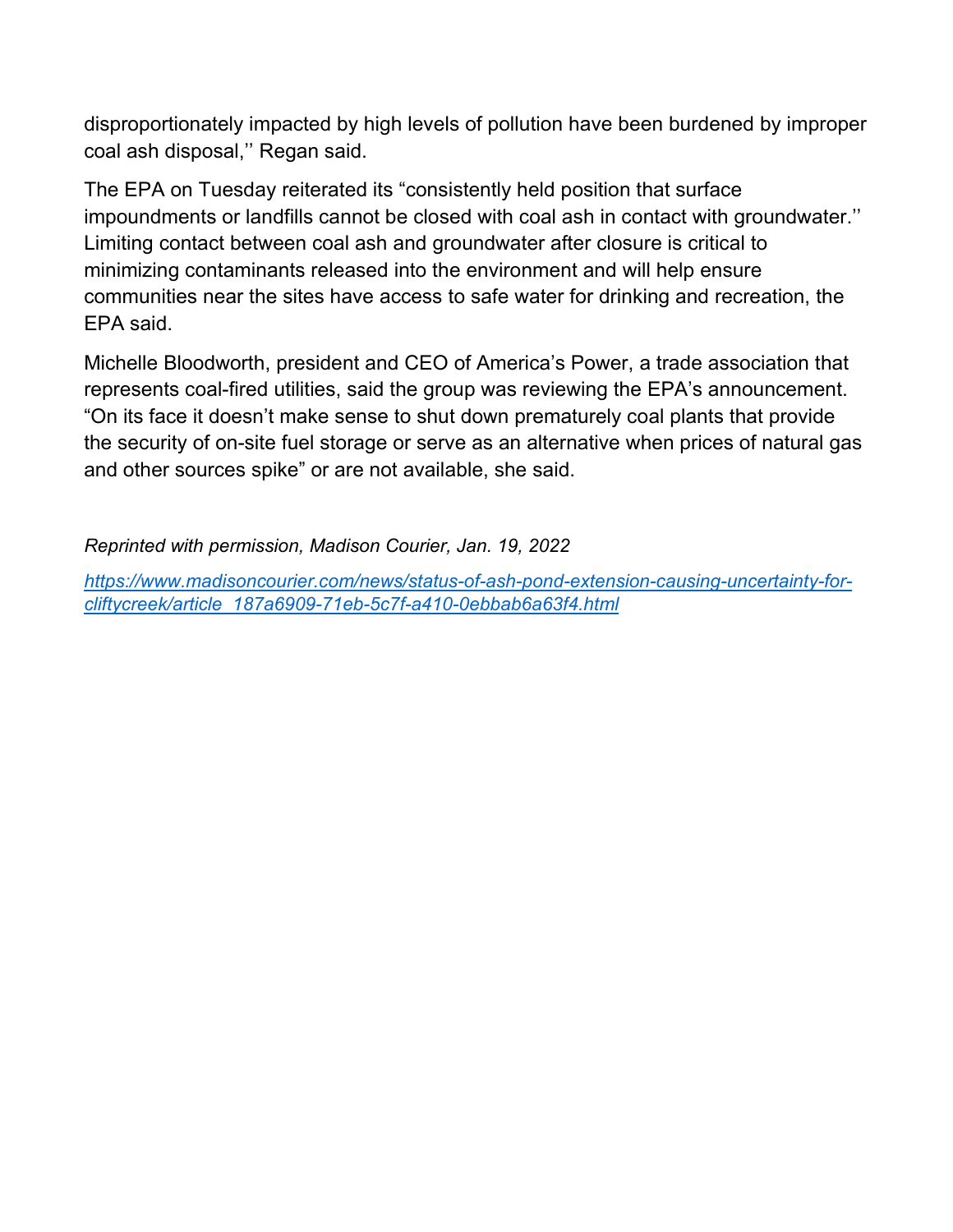disproportionately impacted by high levels of pollution have been burdened by improper coal ash disposal,'' Regan said.

The EPA on Tuesday reiterated its "consistently held position that surface impoundments or landfills cannot be closed with coal ash in contact with groundwater.'' Limiting contact between coal ash and groundwater after closure is critical to minimizing contaminants released into the environment and will help ensure communities near the sites have access to safe water for drinking and recreation, the EPA said.

Michelle Bloodworth, president and CEO of America's Power, a trade association that represents coal-fired utilities, said the group was reviewing the EPA's announcement. "On its face it doesn't make sense to shut down prematurely coal plants that provide the security of on-site fuel storage or serve as an alternative when prices of natural gas and other sources spike" or are not available, she said.

*Reprinted with permission, Madison Courier, Jan. 19, 2022*

*https://www.madisoncourier.com/news/status-of-ash-pond-extension-causing-uncertainty-for-cliftycreek/article_187a6909-71eb-5c7f-a410-0ebbab6a63f4.html*